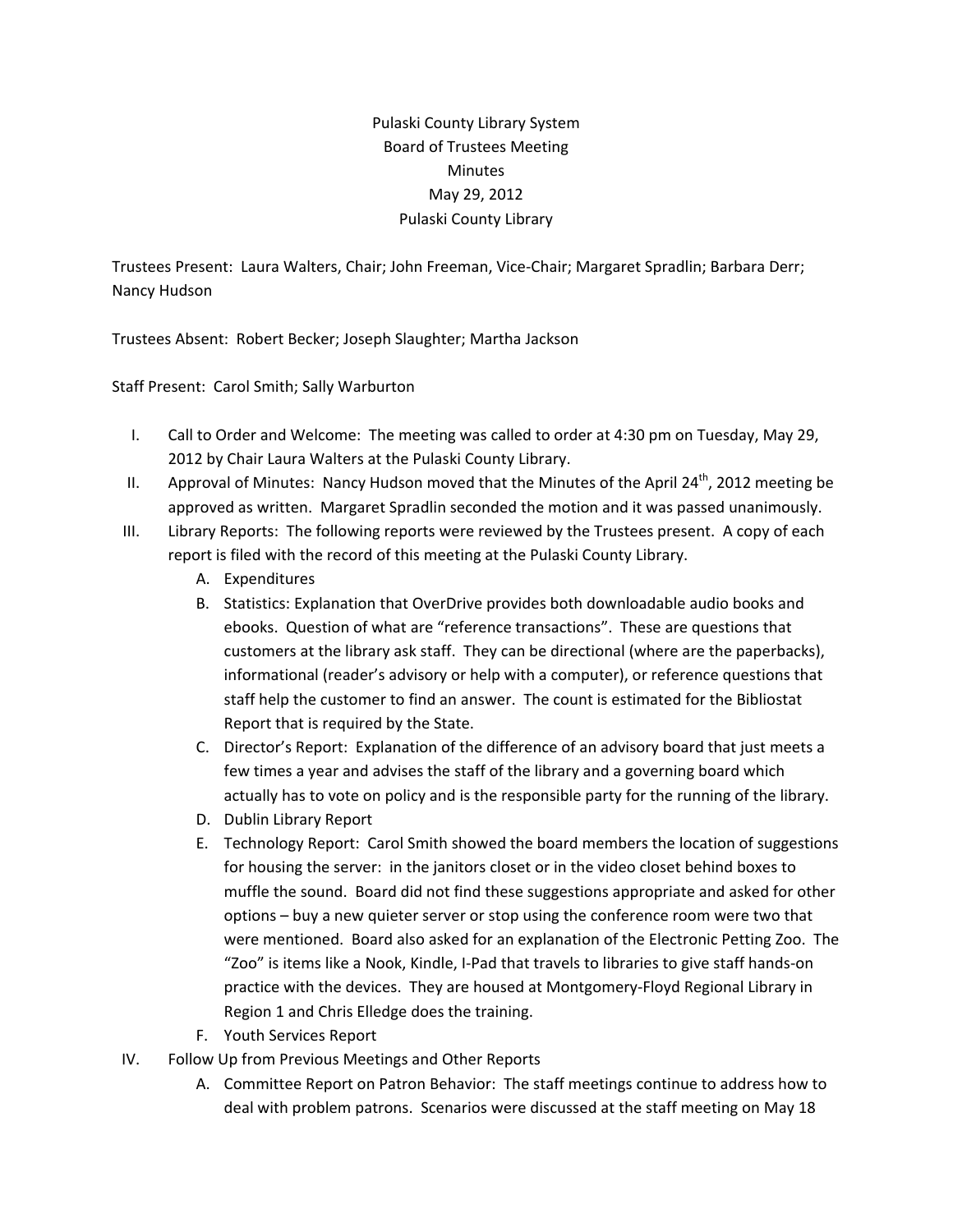# Pulaski County Library System
## Board of Trustees Meeting
## Minutes
## May 29, 2012
## Pulaski County Library

Trustees Present: Laura Walters, Chair; John Freeman, Vice-Chair; Margaret Spradlin; Barbara Derr; Nancy Hudson

Trustees Absent: Robert Becker; Joseph Slaughter; Martha Jackson

Staff Present: Carol Smith; Sally Warburton

I. Call to Order and Welcome: The meeting was called to order at 4:30 pm on Tuesday, May 29, 2012 by Chair Laura Walters at the Pulaski County Library.

II. Approval of Minutes: Nancy Hudson moved that the Minutes of the April 24th, 2012 meeting be approved as written. Margaret Spradlin seconded the motion and it was passed unanimously.

III. Library Reports: The following reports were reviewed by the Trustees present. A copy of each report is filed with the record of this meeting at the Pulaski County Library.

   A. Expenditures
   B. Statistics: Explanation that OverDrive provides both downloadable audio books and ebooks. Question of what are "reference transactions". These are questions that customers at the library ask staff. They can be directional (where are the paperbacks), informational (reader's advisory or help with a computer), or reference questions that staff help the customer to find an answer. The count is estimated for the Bibliostat Report that is required by the State.
   C. Director's Report: Explanation of the difference of an advisory board that just meets a few times a year and advises the staff of the library and a governing board which actually has to vote on policy and is the responsible party for the running of the library.
   D. Dublin Library Report
   E. Technology Report: Carol Smith showed the board members the location of suggestions for housing the server: in the janitors closet or in the video closet behind boxes to muffle the sound. Board did not find these suggestions appropriate and asked for other options – buy a new quieter server or stop using the conference room were two that were mentioned. Board also asked for an explanation of the Electronic Petting Zoo. The "Zoo" is items like a Nook, Kindle, I-Pad that travels to libraries to give staff hands-on practice with the devices. They are housed at Montgomery-Floyd Regional Library in Region 1 and Chris Elledge does the training.
   F. Youth Services Report

IV. Follow Up from Previous Meetings and Other Reports

   A. Committee Report on Patron Behavior: The staff meetings continue to address how to deal with problem patrons. Scenarios were discussed at the staff meeting on May 18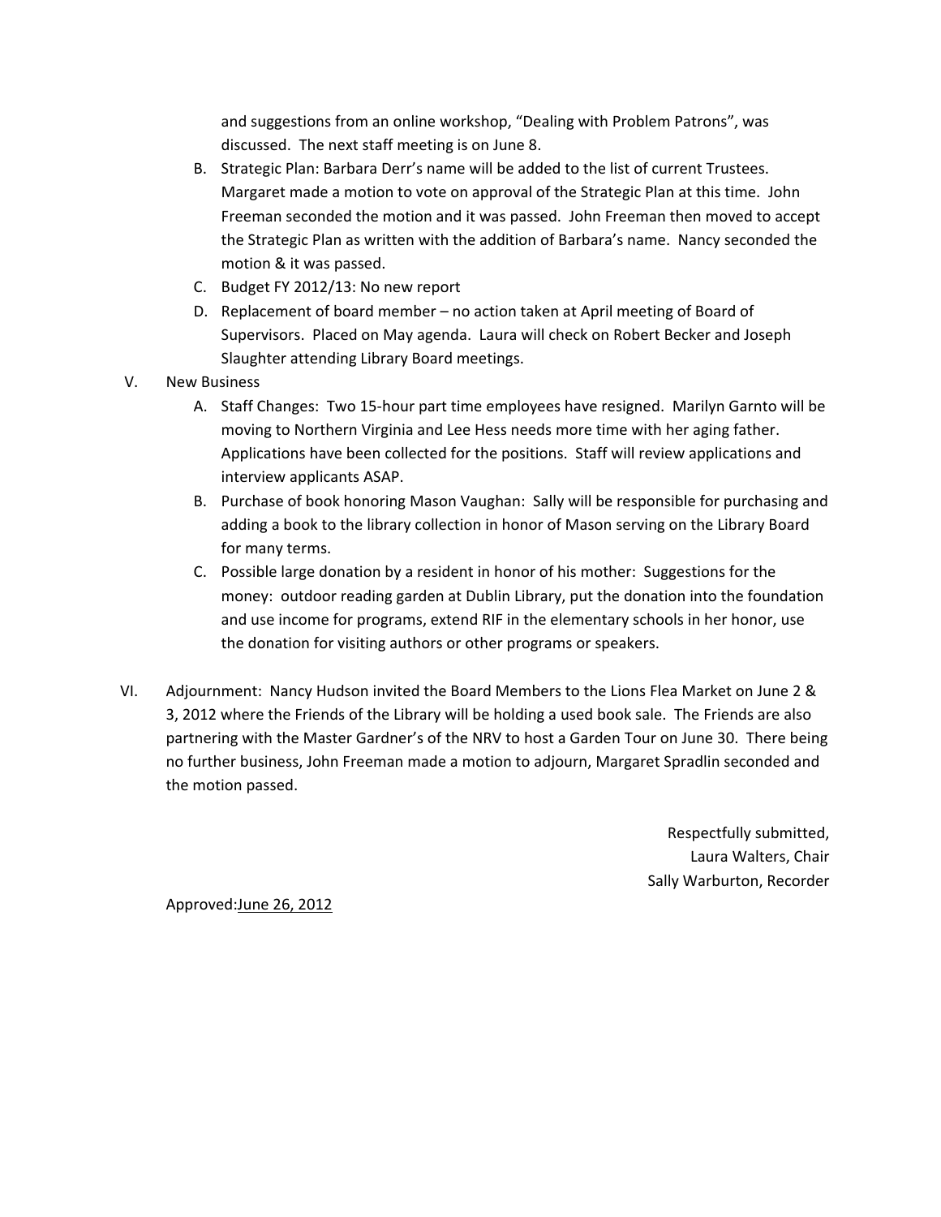and suggestions from an online workshop, "Dealing with Problem Patrons", was discussed. The next staff meeting is on June 8.

B. Strategic Plan: Barbara Derr's name will be added to the list of current Trustees. Margaret made a motion to vote on approval of the Strategic Plan at this time. John Freeman seconded the motion and it was passed. John Freeman then moved to accept the Strategic Plan as written with the addition of Barbara's name. Nancy seconded the motion & it was passed.

C. Budget FY 2012/13: No new report

D. Replacement of board member – no action taken at April meeting of Board of Supervisors. Placed on May agenda. Laura will check on Robert Becker and Joseph Slaughter attending Library Board meetings.

V. New Business

A. Staff Changes: Two 15-hour part time employees have resigned. Marilyn Garnto will be moving to Northern Virginia and Lee Hess needs more time with her aging father. Applications have been collected for the positions. Staff will review applications and interview applicants ASAP.

B. Purchase of book honoring Mason Vaughan: Sally will be responsible for purchasing and adding a book to the library collection in honor of Mason serving on the Library Board for many terms.

C. Possible large donation by a resident in honor of his mother: Suggestions for the money: outdoor reading garden at Dublin Library, put the donation into the foundation and use income for programs, extend RIF in the elementary schools in her honor, use the donation for visiting authors or other programs or speakers.

VI. Adjournment: Nancy Hudson invited the Board Members to the Lions Flea Market on June 2 & 3, 2012 where the Friends of the Library will be holding a used book sale. The Friends are also partnering with the Master Gardner's of the NRV to host a Garden Tour on June 30. There being no further business, John Freeman made a motion to adjourn, Margaret Spradlin seconded and the motion passed.

Respectfully submitted,
Laura Walters, Chair
Sally Warburton, Recorder

Approved: June 26, 2012